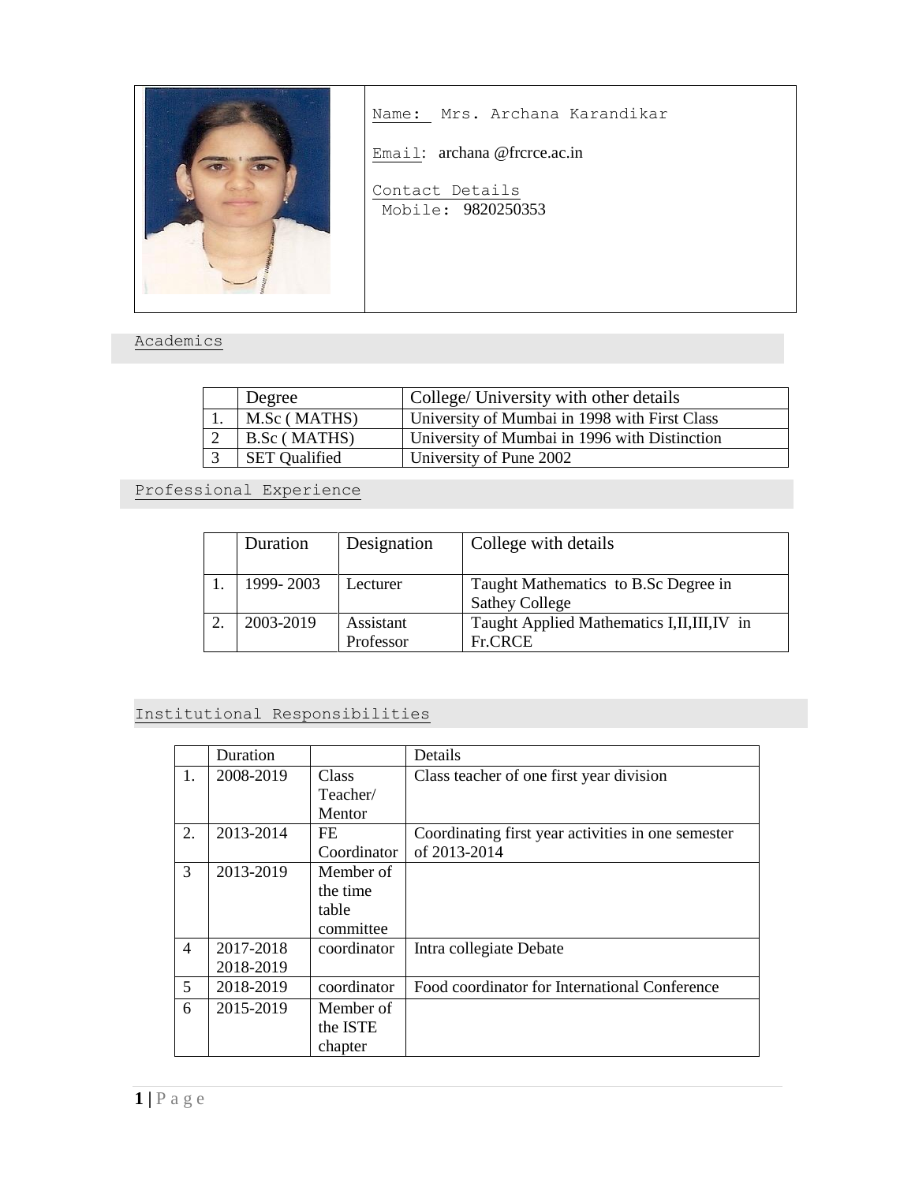Name: Mrs. Archana Karandikar

Email: archana @frcrce.ac.in

Contact Details
Mobile: 9820250353

## Academics

| | Degree | College/ University with other details |
|---|---|---|
| 1. | M.Sc ( MATHS) | University of Mumbai in 1998 with First Class |
| 2 | B.Sc ( MATHS) | University of Mumbai in 1996 with Distinction |
| 3 | SET Qualified | University of Pune 2002 |

## Professional Experience

| | Duration | Designation | College with details |
|---|---|---|---|
| 1. | 1999- 2003 | Lecturer | Taught Mathematics to B.Sc Degree in Sathey College |
| 2. | 2003-2019 | Assistant Professor | Taught Applied Mathematics I,II,III,IV in Fr.CRCE |

## Institutional Responsibilities

| | Duration | | Details |
|---|---|---|---|
| 1. | 2008-2019 | Class Teacher/ Mentor | Class teacher of one first year division |
| 2. | 2013-2014 | FE Coordinator | Coordinating first year activities in one semester of 2013-2014 |
| 3 | 2013-2019 | Member of the time table committee | |
| 4 | 2017-2018 2018-2019 | coordinator | Intra collegiate Debate |
| 5 | 2018-2019 | coordinator | Food coordinator for International Conference |
| 6 | 2015-2019 | Member of the ISTE chapter | |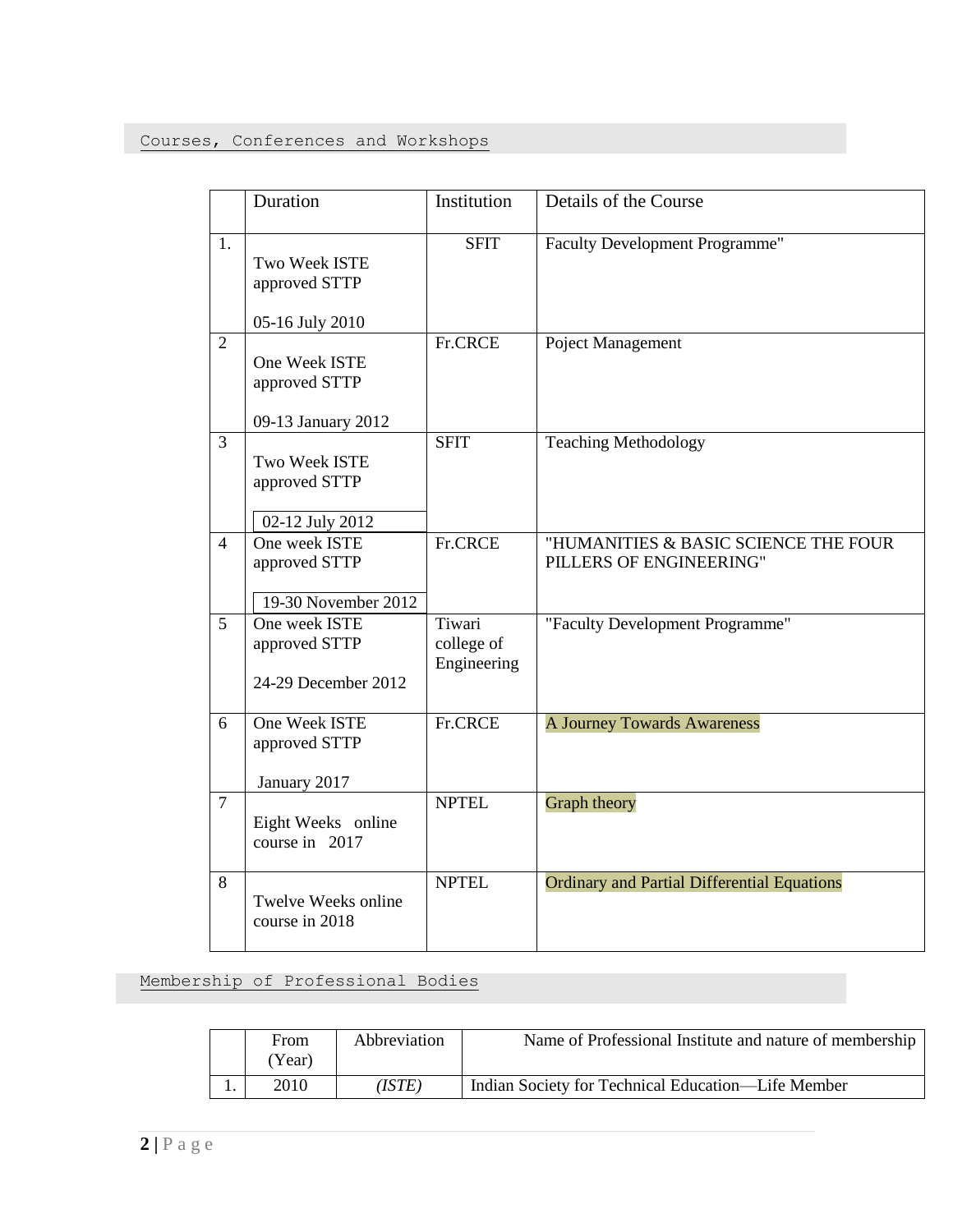## Courses, Conferences and Workshops

| | Duration | Institution | Details of the Course |
|---|---|---|---|
| 1. | Two Week ISTE approved STTP 05-16 July 2010 | SFIT | Faculty Development Programme" |
| 2 | One Week ISTE approved STTP 09-13 January 2012 | Fr.CRCE | Poject Management |
| 3 | Two Week ISTE approved STTP 02-12 July 2012 | SFIT | Teaching Methodology |
| 4 | One week ISTE approved STTP 19-30 November 2012 | Fr.CRCE | "HUMANITIES & BASIC SCIENCE THE FOUR PILLERS OF ENGINEERING" |
| 5 | One week ISTE approved STTP 24-29 December 2012 | Tiwari college of Engineering | "Faculty Development Programme" |
| 6 | One Week ISTE approved STTP January 2017 | Fr.CRCE | A Journey Towards Awareness |
| 7 | Eight Weeks online course in 2017 | NPTEL | Graph theory |
| 8 | Twelve Weeks online course in 2018 | NPTEL | Ordinary and Partial Differential Equations |

## Membership of Professional Bodies

| | From (Year) | Abbreviation | Name of Professional Institute and nature of membership |
|---|---|---|---|
| 1. | 2010 | *(ISTE)* | Indian Society for Technical Education—Life Member |